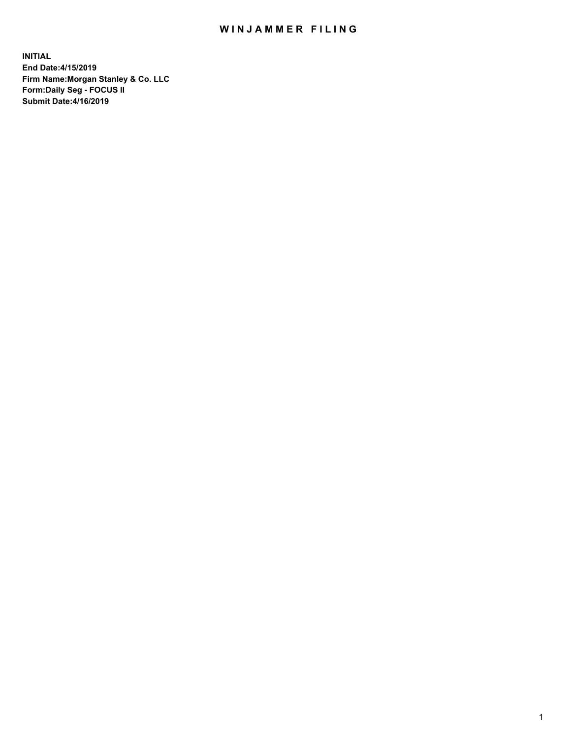# WINJAMMER FILING

**INITIAL**
**End Date:4/15/2019**
**Firm Name:Morgan Stanley & Co. LLC**
**Form:Daily Seg - FOCUS II**
**Submit Date:4/16/2019**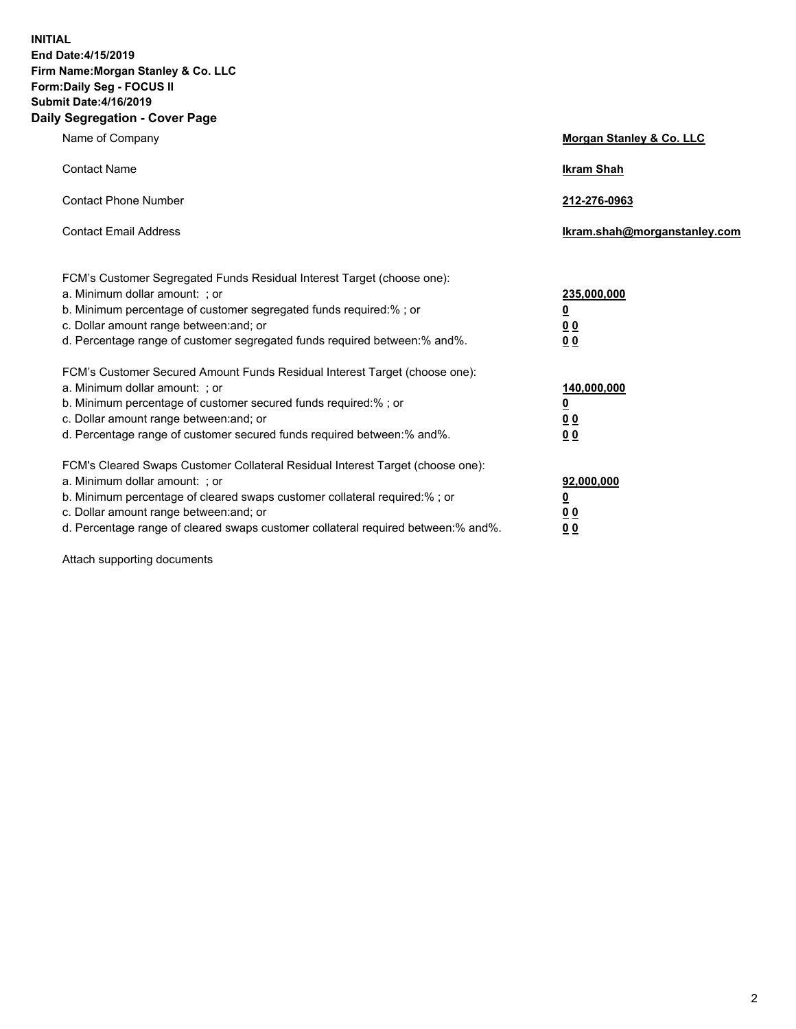**INITIAL**
**End Date:4/15/2019**
**Firm Name:Morgan Stanley & Co. LLC**
**Form:Daily Seg - FOCUS II**
**Submit Date:4/16/2019**

## Daily Segregation - Cover Page

| | |
|---|---|
| Name of Company | **Morgan Stanley & Co. LLC** |
| Contact Name | **Ikram Shah** |
| Contact Phone Number | **212-276-0963** |
| Contact Email Address | **Ikram.shah@morganstanley.com** |

| | |
|---|---|
| FCM's Customer Segregated Funds Residual Interest Target (choose one): | |
| a. Minimum dollar amount: ; or | **235,000,000** |
| b. Minimum percentage of customer segregated funds required:% ; or | **0** |
| c. Dollar amount range between:and; or | **0 0** |
| d. Percentage range of customer segregated funds required between:% and%. | **0 0** |
| FCM's Customer Secured Amount Funds Residual Interest Target (choose one): | |
| a. Minimum dollar amount: ; or | **140,000,000** |
| b. Minimum percentage of customer secured funds required:% ; or | **0** |
| c. Dollar amount range between:and; or | **0 0** |
| d. Percentage range of customer secured funds required between:% and%. | **0 0** |
| FCM's Cleared Swaps Customer Collateral Residual Interest Target (choose one): | |
| a. Minimum dollar amount: ; or | **92,000,000** |
| b. Minimum percentage of cleared swaps customer collateral required:% ; or | **0** |
| c. Dollar amount range between:and; or | **0 0** |
| d. Percentage range of cleared swaps customer collateral required between:% and%. | **0 0** |

Attach supporting documents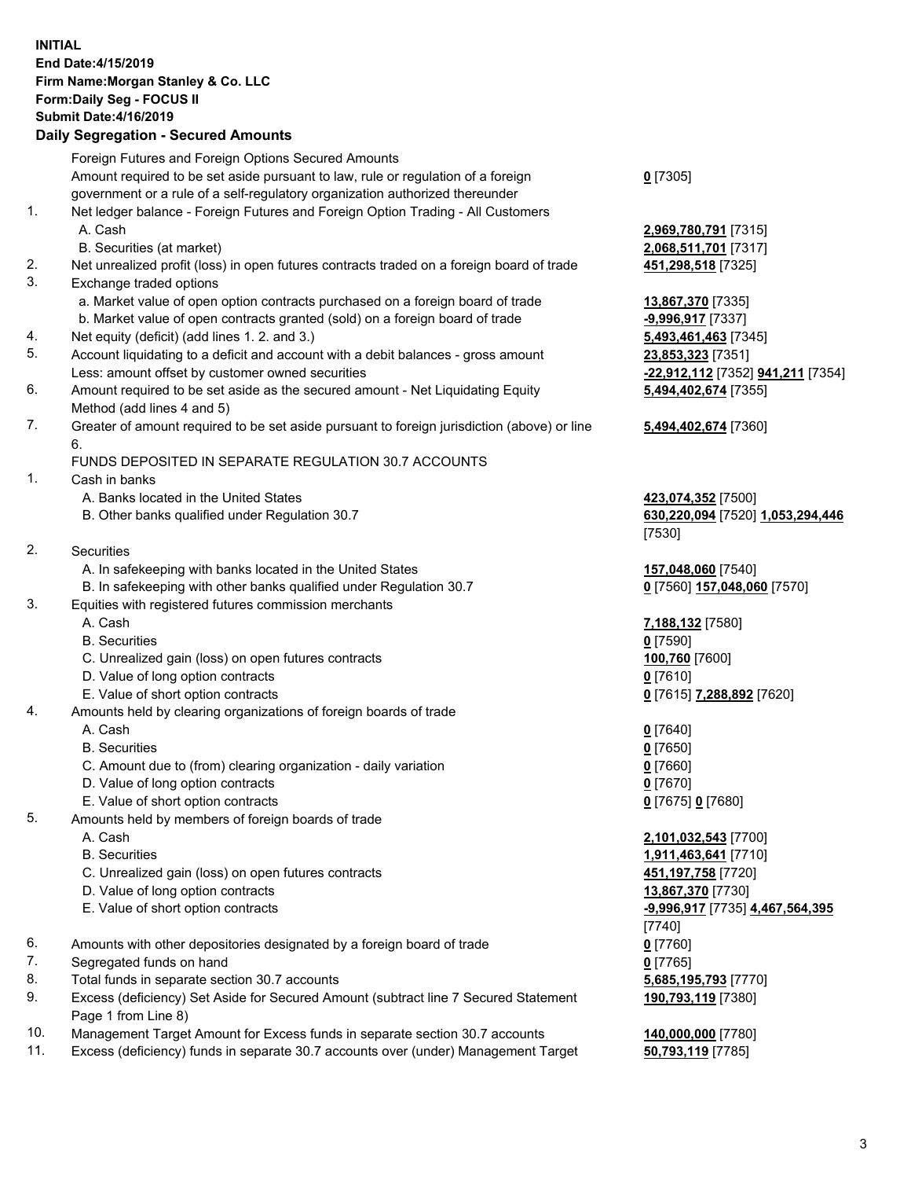**INITIAL**
**End Date:4/15/2019**
**Firm Name:Morgan Stanley & Co. LLC**
**Form:Daily Seg - FOCUS II**
**Submit Date:4/16/2019**

## Daily Segregation - Secured Amounts

| | | |
|---|---|---|
| | Foreign Futures and Foreign Options Secured Amounts | |
| | Amount required to be set aside pursuant to law, rule or regulation of a foreign government or a rule of a self-regulatory organization authorized thereunder | **0** [7305] |
| 1. | Net ledger balance - Foreign Futures and Foreign Option Trading - All Customers | |
| | A. Cash | **2,969,780,791** [7315] |
| | B. Securities (at market) | **2,068,511,701** [7317] |
| 2. | Net unrealized profit (loss) in open futures contracts traded on a foreign board of trade | **451,298,518** [7325] |
| 3. | Exchange traded options | |
| | a. Market value of open option contracts purchased on a foreign board of trade | **13,867,370** [7335] |
| | b. Market value of open contracts granted (sold) on a foreign board of trade | **-9,996,917** [7337] |
| 4. | Net equity (deficit) (add lines 1. 2. and 3.) | **5,493,461,463** [7345] |
| 5. | Account liquidating to a deficit and account with a debit balances - gross amount | **23,853,323** [7351] |
| | Less: amount offset by customer owned securities | **-22,912,112** [7352] **941,211** [7354] |
| 6. | Amount required to be set aside as the secured amount - Net Liquidating Equity Method (add lines 4 and 5) | **5,494,402,674** [7355] |
| 7. | Greater of amount required to be set aside pursuant to foreign jurisdiction (above) or line 6. | **5,494,402,674** [7360] |
| | FUNDS DEPOSITED IN SEPARATE REGULATION 30.7 ACCOUNTS | |
| 1. | Cash in banks | |
| | A. Banks located in the United States | **423,074,352** [7500] |
| | B. Other banks qualified under Regulation 30.7 | **630,220,094** [7520] **1,053,294,446** [7530] |
| 2. | Securities | |
| | A. In safekeeping with banks located in the United States | **157,048,060** [7540] |
| | B. In safekeeping with other banks qualified under Regulation 30.7 | **0** [7560] **157,048,060** [7570] |
| 3. | Equities with registered futures commission merchants | |
| | A. Cash | **7,188,132** [7580] |
| | B. Securities | **0** [7590] |
| | C. Unrealized gain (loss) on open futures contracts | **100,760** [7600] |
| | D. Value of long option contracts | **0** [7610] |
| | E. Value of short option contracts | **0** [7615] **7,288,892** [7620] |
| 4. | Amounts held by clearing organizations of foreign boards of trade | |
| | A. Cash | **0** [7640] |
| | B. Securities | **0** [7650] |
| | C. Amount due to (from) clearing organization - daily variation | **0** [7660] |
| | D. Value of long option contracts | **0** [7670] |
| | E. Value of short option contracts | **0** [7675] **0** [7680] |
| 5. | Amounts held by members of foreign boards of trade | |
| | A. Cash | **2,101,032,543** [7700] |
| | B. Securities | **1,911,463,641** [7710] |
| | C. Unrealized gain (loss) on open futures contracts | **451,197,758** [7720] |
| | D. Value of long option contracts | **13,867,370** [7730] |
| | E. Value of short option contracts | **-9,996,917** [7735] **4,467,564,395** [7740] |
| 6. | Amounts with other depositories designated by a foreign board of trade | **0** [7760] |
| 7. | Segregated funds on hand | **0** [7765] |
| 8. | Total funds in separate section 30.7 accounts | **5,685,195,793** [7770] |
| 9. | Excess (deficiency) Set Aside for Secured Amount (subtract line 7 Secured Statement Page 1 from Line 8) | **190,793,119** [7380] |
| 10. | Management Target Amount for Excess funds in separate section 30.7 accounts | **140,000,000** [7780] |
| 11. | Excess (deficiency) funds in separate 30.7 accounts over (under) Management Target | **50,793,119** [7785] |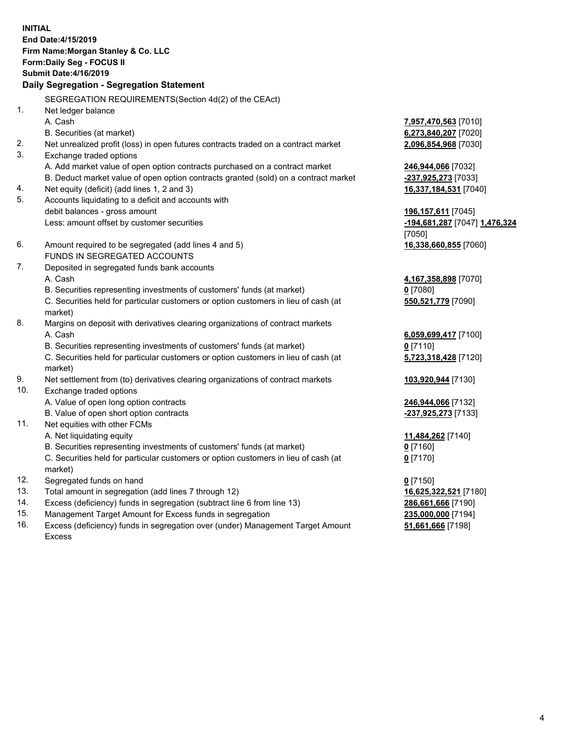**INITIAL**
**End Date:4/15/2019**
**Firm Name:Morgan Stanley & Co. LLC**
**Form:Daily Seg - FOCUS II**
**Submit Date:4/16/2019**
**Daily Segregation - Segregation Statement**

SEGREGATION REQUIREMENTS(Section 4d(2) of the CEAct)

| | | |
|---|---|---|
| 1. | Net ledger balance | |
| | A. Cash | **7,957,470,563** [7010] |
| | B. Securities (at market) | **6,273,840,207** [7020] |
| 2. | Net unrealized profit (loss) in open futures contracts traded on a contract market | **2,096,854,968** [7030] |
| 3. | Exchange traded options | |
| | A. Add market value of open option contracts purchased on a contract market | **246,944,066** [7032] |
| | B. Deduct market value of open option contracts granted (sold) on a contract market | **-237,925,273** [7033] |
| 4. | Net equity (deficit) (add lines 1, 2 and 3) | **16,337,184,531** [7040] |
| 5. | Accounts liquidating to a deficit and accounts with debit balances - gross amount | **196,157,611** [7045] |
| | Less: amount offset by customer securities | **-194,681,287** [7047] **1,476,324** [7050] |
| 6. | Amount required to be segregated (add lines 4 and 5) | **16,338,660,855** [7060] |
| | FUNDS IN SEGREGATED ACCOUNTS | |
| 7. | Deposited in segregated funds bank accounts | |
| | A. Cash | **4,167,358,898** [7070] |
| | B. Securities representing investments of customers' funds (at market) | **0** [7080] |
| | C. Securities held for particular customers or option customers in lieu of cash (at market) | **550,521,779** [7090] |
| 8. | Margins on deposit with derivatives clearing organizations of contract markets | |
| | A. Cash | **6,059,699,417** [7100] |
| | B. Securities representing investments of customers' funds (at market) | **0** [7110] |
| | C. Securities held for particular customers or option customers in lieu of cash (at market) | **5,723,318,428** [7120] |
| 9. | Net settlement from (to) derivatives clearing organizations of contract markets | **103,920,944** [7130] |
| 10. | Exchange traded options | |
| | A. Value of open long option contracts | **246,944,066** [7132] |
| | B. Value of open short option contracts | **-237,925,273** [7133] |
| 11. | Net equities with other FCMs | |
| | A. Net liquidating equity | **11,484,262** [7140] |
| | B. Securities representing investments of customers' funds (at market) | **0** [7160] |
| | C. Securities held for particular customers or option customers in lieu of cash (at market) | **0** [7170] |
| 12. | Segregated funds on hand | **0** [7150] |
| 13. | Total amount in segregation (add lines 7 through 12) | **16,625,322,521** [7180] |
| 14. | Excess (deficiency) funds in segregation (subtract line 6 from line 13) | **286,661,666** [7190] |
| 15. | Management Target Amount for Excess funds in segregation | **235,000,000** [7194] |
| 16. | Excess (deficiency) funds in segregation over (under) Management Target Amount Excess | **51,661,666** [7198] |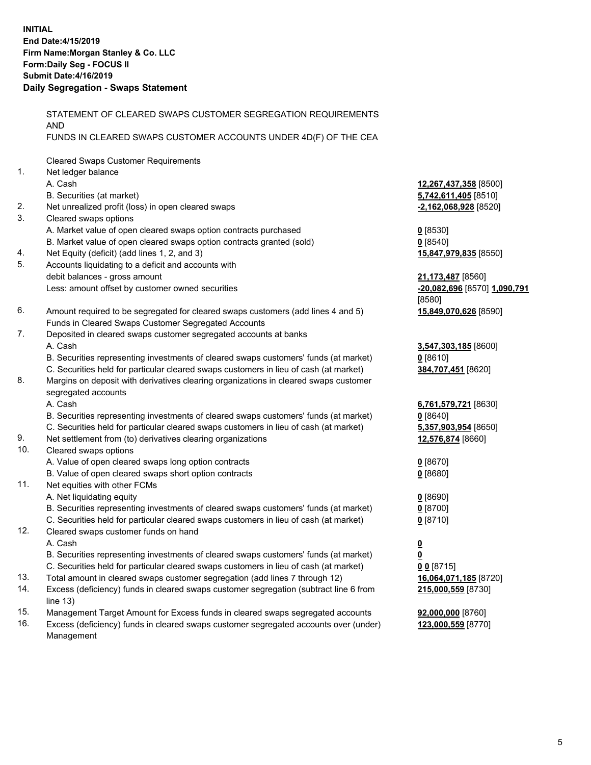**INITIAL**
**End Date:4/15/2019**
**Firm Name:Morgan Stanley & Co. LLC**
**Form:Daily Seg - FOCUS II**
**Submit Date:4/16/2019**
**Daily Segregation - Swaps Statement**

STATEMENT OF CLEARED SWAPS CUSTOMER SEGREGATION REQUIREMENTS AND FUNDS IN CLEARED SWAPS CUSTOMER ACCOUNTS UNDER 4D(F) OF THE CEA

Cleared Swaps Customer Requirements

| | | |
|---|---|---|
| 1. | Net ledger balance | |
| | A. Cash | **12,267,437,358** [8500] |
| | B. Securities (at market) | **5,742,611,405** [8510] |
| 2. | Net unrealized profit (loss) in open cleared swaps | **-2,162,068,928** [8520] |
| 3. | Cleared swaps options | |
| | A. Market value of open cleared swaps option contracts purchased | **0** [8530] |
| | B. Market value of open cleared swaps option contracts granted (sold) | **0** [8540] |
| 4. | Net Equity (deficit) (add lines 1, 2, and 3) | **15,847,979,835** [8550] |
| 5. | Accounts liquidating to a deficit and accounts with debit balances - gross amount | **21,173,487** [8560] |
| | Less: amount offset by customer owned securities | **-20,082,696** [8570] **1,090,791** [8580] |
| 6. | Amount required to be segregated for cleared swaps customers (add lines 4 and 5) | **15,849,070,626** [8590] |
| | Funds in Cleared Swaps Customer Segregated Accounts | |
| 7. | Deposited in cleared swaps customer segregated accounts at banks | |
| | A. Cash | **3,547,303,185** [8600] |
| | B. Securities representing investments of cleared swaps customers' funds (at market) | **0** [8610] |
| | C. Securities held for particular cleared swaps customers in lieu of cash (at market) | **384,707,451** [8620] |
| 8. | Margins on deposit with derivatives clearing organizations in cleared swaps customer segregated accounts | |
| | A. Cash | **6,761,579,721** [8630] |
| | B. Securities representing investments of cleared swaps customers' funds (at market) | **0** [8640] |
| | C. Securities held for particular cleared swaps customers in lieu of cash (at market) | **5,357,903,954** [8650] |
| 9. | Net settlement from (to) derivatives clearing organizations | **12,576,874** [8660] |
| 10. | Cleared swaps options | |
| | A. Value of open cleared swaps long option contracts | **0** [8670] |
| | B. Value of open cleared swaps short option contracts | **0** [8680] |
| 11. | Net equities with other FCMs | |
| | A. Net liquidating equity | **0** [8690] |
| | B. Securities representing investments of cleared swaps customers' funds (at market) | **0** [8700] |
| | C. Securities held for particular cleared swaps customers in lieu of cash (at market) | **0** [8710] |
| 12. | Cleared swaps customer funds on hand | |
| | A. Cash | **0** |
| | B. Securities representing investments of cleared swaps customers' funds (at market) | **0** |
| | C. Securities held for particular cleared swaps customers in lieu of cash (at market) | **0** **0** [8715] |
| 13. | Total amount in cleared swaps customer segregation (add lines 7 through 12) | **16,064,071,185** [8720] |
| 14. | Excess (deficiency) funds in cleared swaps customer segregation (subtract line 6 from line 13) | **215,000,559** [8730] |
| 15. | Management Target Amount for Excess funds in cleared swaps segregated accounts | **92,000,000** [8760] |
| 16. | Excess (deficiency) funds in cleared swaps customer segregated accounts over (under) Management | **123,000,559** [8770] |